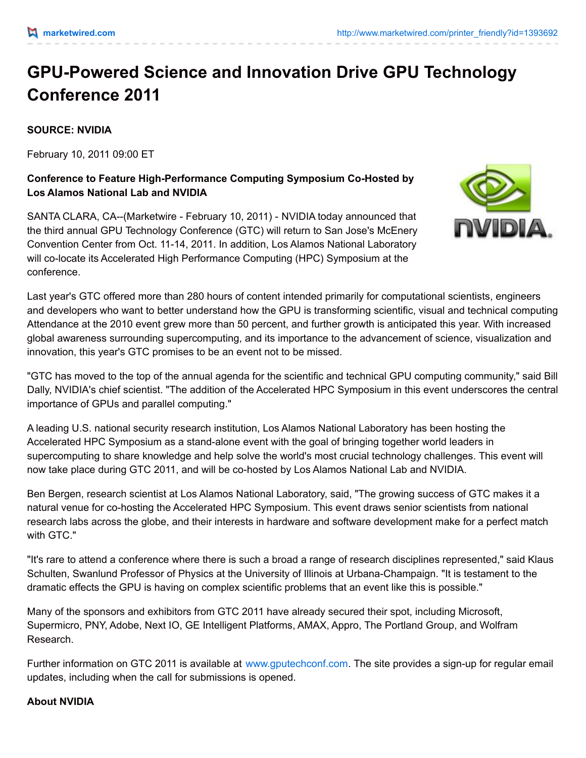# GPU-Powered Science and Innovation Drive GPU Technology Conference 2011

**SOURCE: NVIDIA**

February 10, 2011 09:00 ET

**Conference to Feature High-Performance Computing Symposium Co-Hosted by Los Alamos National Lab and NVIDIA**

SANTA CLARA, CA--(Marketwire - February 10, 2011) - NVIDIA today announced that the third annual GPU Technology Conference (GTC) will return to San Jose's McEnery Convention Center from Oct. 11-14, 2011. In addition, Los Alamos National Laboratory will co-locate its Accelerated High Performance Computing (HPC) Symposium at the conference.

Last year's GTC offered more than 280 hours of content intended primarily for computational scientists, engineers and developers who want to better understand how the GPU is transforming scientific, visual and technical computing Attendance at the 2010 event grew more than 50 percent, and further growth is anticipated this year. With increased global awareness surrounding supercomputing, and its importance to the advancement of science, visualization and innovation, this year's GTC promises to be an event not to be missed.

"GTC has moved to the top of the annual agenda for the scientific and technical GPU computing community," said Bill Dally, NVIDIA's chief scientist. "The addition of the Accelerated HPC Symposium in this event underscores the central importance of GPUs and parallel computing."

A leading U.S. national security research institution, Los Alamos National Laboratory has been hosting the Accelerated HPC Symposium as a stand-alone event with the goal of bringing together world leaders in supercomputing to share knowledge and help solve the world's most crucial technology challenges. This event will now take place during GTC 2011, and will be co-hosted by Los Alamos National Lab and NVIDIA.

Ben Bergen, research scientist at Los Alamos National Laboratory, said, "The growing success of GTC makes it a natural venue for co-hosting the Accelerated HPC Symposium. This event draws senior scientists from national research labs across the globe, and their interests in hardware and software development make for a perfect match with GTC."

"It's rare to attend a conference where there is such a broad a range of research disciplines represented," said Klaus Schulten, Swanlund Professor of Physics at the University of Illinois at Urbana-Champaign. "It is testament to the dramatic effects the GPU is having on complex scientific problems that an event like this is possible."

Many of the sponsors and exhibitors from GTC 2011 have already secured their spot, including Microsoft, Supermicro, PNY, Adobe, Next IO, GE Intelligent Platforms, AMAX, Appro, The Portland Group, and Wolfram Research.

Further information on GTC 2011 is available at www.gputechconf.com. The site provides a sign-up for regular email updates, including when the call for submissions is opened.

**About NVIDIA**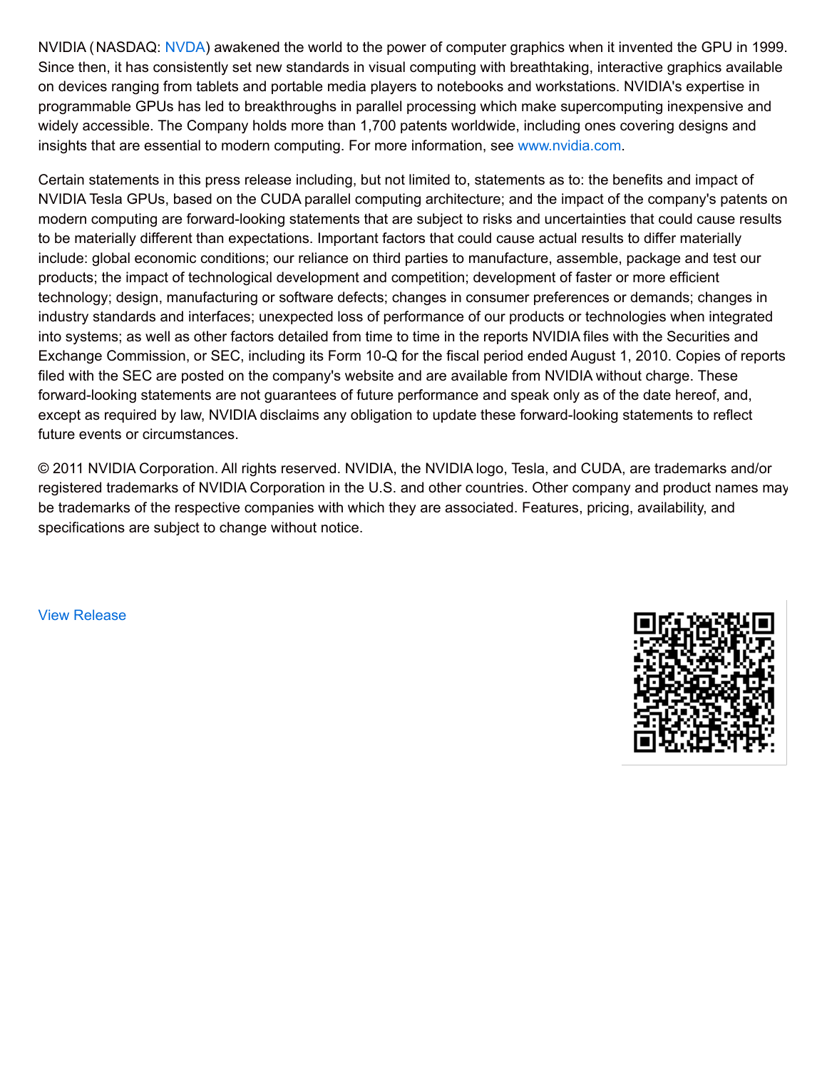NVIDIA (NASDAQ: NVDA) awakened the world to the power of computer graphics when it invented the GPU in 1999. Since then, it has consistently set new standards in visual computing with breathtaking, interactive graphics available on devices ranging from tablets and portable media players to notebooks and workstations. NVIDIA's expertise in programmable GPUs has led to breakthroughs in parallel processing which make supercomputing inexpensive and widely accessible. The Company holds more than 1,700 patents worldwide, including ones covering designs and insights that are essential to modern computing. For more information, see www.nvidia.com.

Certain statements in this press release including, but not limited to, statements as to: the benefits and impact of NVIDIA Tesla GPUs, based on the CUDA parallel computing architecture; and the impact of the company's patents on modern computing are forward-looking statements that are subject to risks and uncertainties that could cause results to be materially different than expectations. Important factors that could cause actual results to differ materially include: global economic conditions; our reliance on third parties to manufacture, assemble, package and test our products; the impact of technological development and competition; development of faster or more efficient technology; design, manufacturing or software defects; changes in consumer preferences or demands; changes in industry standards and interfaces; unexpected loss of performance of our products or technologies when integrated into systems; as well as other factors detailed from time to time in the reports NVIDIA files with the Securities and Exchange Commission, or SEC, including its Form 10-Q for the fiscal period ended August 1, 2010. Copies of reports filed with the SEC are posted on the company's website and are available from NVIDIA without charge. These forward-looking statements are not guarantees of future performance and speak only as of the date hereof, and, except as required by law, NVIDIA disclaims any obligation to update these forward-looking statements to reflect future events or circumstances.

© 2011 NVIDIA Corporation. All rights reserved. NVIDIA, the NVIDIA logo, Tesla, and CUDA, are trademarks and/or registered trademarks of NVIDIA Corporation in the U.S. and other countries. Other company and product names may be trademarks of the respective companies with which they are associated. Features, pricing, availability, and specifications are subject to change without notice.

View Release